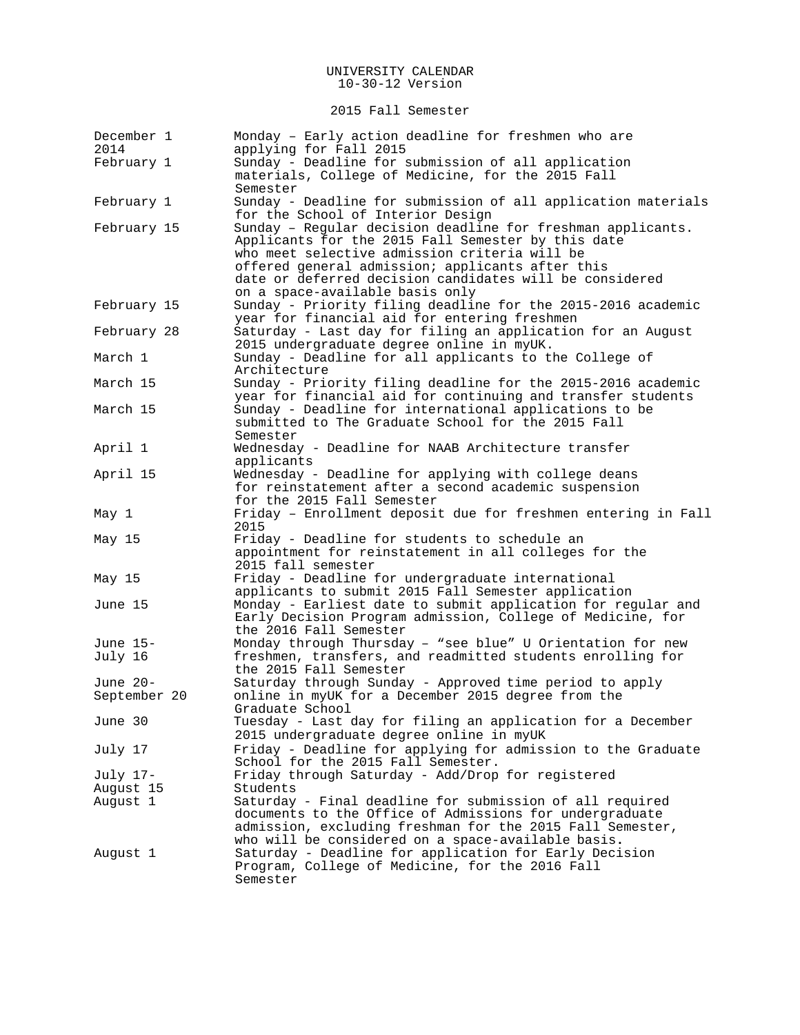# UNIVERSITY CALENDAR

10-30-12 Version

## 2015 Fall Semester

| Date | Event |
|---|---|
| December 1 2014 | Monday – Early action deadline for freshmen who are applying for Fall 2015 |
| February 1 | Sunday - Deadline for submission of all application materials, College of Medicine, for the 2015 Fall Semester |
| February 1 | Sunday - Deadline for submission of all application materials for the School of Interior Design |
| February 15 | Sunday – Regular decision deadline for freshman applicants. Applicants for the 2015 Fall Semester by this date who meet selective admission criteria will be offered general admission; applicants after this date or deferred decision candidates will be considered on a space-available basis only |
| February 15 | Sunday - Priority filing deadline for the 2015-2016 academic year for financial aid for entering freshmen |
| February 28 | Saturday - Last day for filing an application for an August 2015 undergraduate degree online in myUK. |
| March 1 | Sunday - Deadline for all applicants to the College of Architecture |
| March 15 | Sunday - Priority filing deadline for the 2015-2016 academic year for financial aid for continuing and transfer students |
| March 15 | Sunday - Deadline for international applications to be submitted to The Graduate School for the 2015 Fall Semester |
| April 1 | Wednesday - Deadline for NAAB Architecture transfer applicants |
| April 15 | Wednesday - Deadline for applying with college deans for reinstatement after a second academic suspension for the 2015 Fall Semester |
| May 1 | Friday – Enrollment deposit due for freshmen entering in Fall 2015 |
| May 15 | Friday - Deadline for students to schedule an appointment for reinstatement in all colleges for the 2015 fall semester |
| May 15 | Friday - Deadline for undergraduate international applicants to submit 2015 Fall Semester application |
| June 15 | Monday - Earliest date to submit application for regular and Early Decision Program admission, College of Medicine, for the 2016 Fall Semester |
| June 15-July 16 | Monday through Thursday – "see blue" U Orientation for new freshmen, transfers, and readmitted students enrolling for the 2015 Fall Semester |
| June 20-September 20 | Saturday through Sunday - Approved time period to apply online in myUK for a December 2015 degree from the Graduate School |
| June 30 | Tuesday - Last day for filing an application for a December 2015 undergraduate degree online in myUK |
| July 17 | Friday - Deadline for applying for admission to the Graduate School for the 2015 Fall Semester. |
| July 17-August 15 | Friday through Saturday - Add/Drop for registered Students |
| August 1 | Saturday - Final deadline for submission of all required documents to the Office of Admissions for undergraduate admission, excluding freshman for the 2015 Fall Semester, who will be considered on a space-available basis. |
| August 1 | Saturday - Deadline for application for Early Decision Program, College of Medicine, for the 2016 Fall Semester |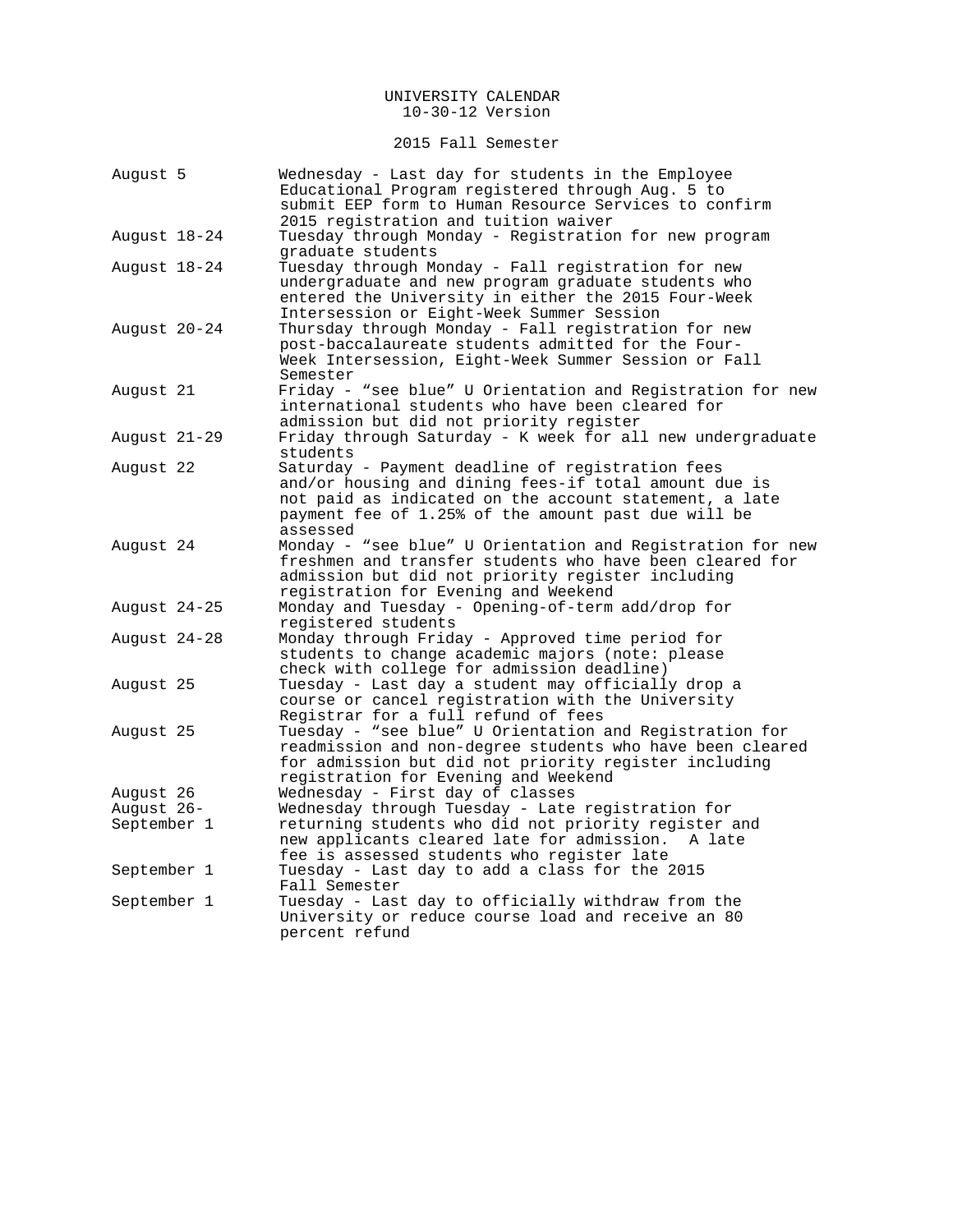UNIVERSITY CALENDAR
10-30-12 Version

## 2015 Fall Semester

| Date | Event |
| --- | --- |
| August 5 | Wednesday - Last day for students in the Employee Educational Program registered through Aug. 5 to submit EEP form to Human Resource Services to confirm 2015 registration and tuition waiver |
| August 18-24 | Tuesday through Monday - Registration for new program graduate students |
| August 18-24 | Tuesday through Monday - Fall registration for new undergraduate and new program graduate students who entered the University in either the 2015 Four-Week Intersession or Eight-Week Summer Session |
| August 20-24 | Thursday through Monday - Fall registration for new post-baccalaureate students admitted for the Four-Week Intersession, Eight-Week Summer Session or Fall Semester |
| August 21 | Friday - "see blue" U Orientation and Registration for new international students who have been cleared for admission but did not priority register |
| August 21-29 | Friday through Saturday - K week for all new undergraduate students |
| August 22 | Saturday - Payment deadline of registration fees and/or housing and dining fees-if total amount due is not paid as indicated on the account statement, a late payment fee of 1.25% of the amount past due will be assessed |
| August 24 | Monday - "see blue" U Orientation and Registration for new freshmen and transfer students who have been cleared for admission but did not priority register including registration for Evening and Weekend |
| August 24-25 | Monday and Tuesday - Opening-of-term add/drop for registered students |
| August 24-28 | Monday through Friday - Approved time period for students to change academic majors (note: please check with college for admission deadline) |
| August 25 | Tuesday - Last day a student may officially drop a course or cancel registration with the University Registrar for a full refund of fees |
| August 25 | Tuesday - "see blue" U Orientation and Registration for readmission and non-degree students who have been cleared for admission but did not priority register including registration for Evening and Weekend |
| August 26 | Wednesday - First day of classes |
| August 26-September 1 | Wednesday through Tuesday - Late registration for returning students who did not priority register and new applicants cleared late for admission. A late fee is assessed students who register late |
| September 1 | Tuesday - Last day to add a class for the 2015 Fall Semester |
| September 1 | Tuesday - Last day to officially withdraw from the University or reduce course load and receive an 80 percent refund |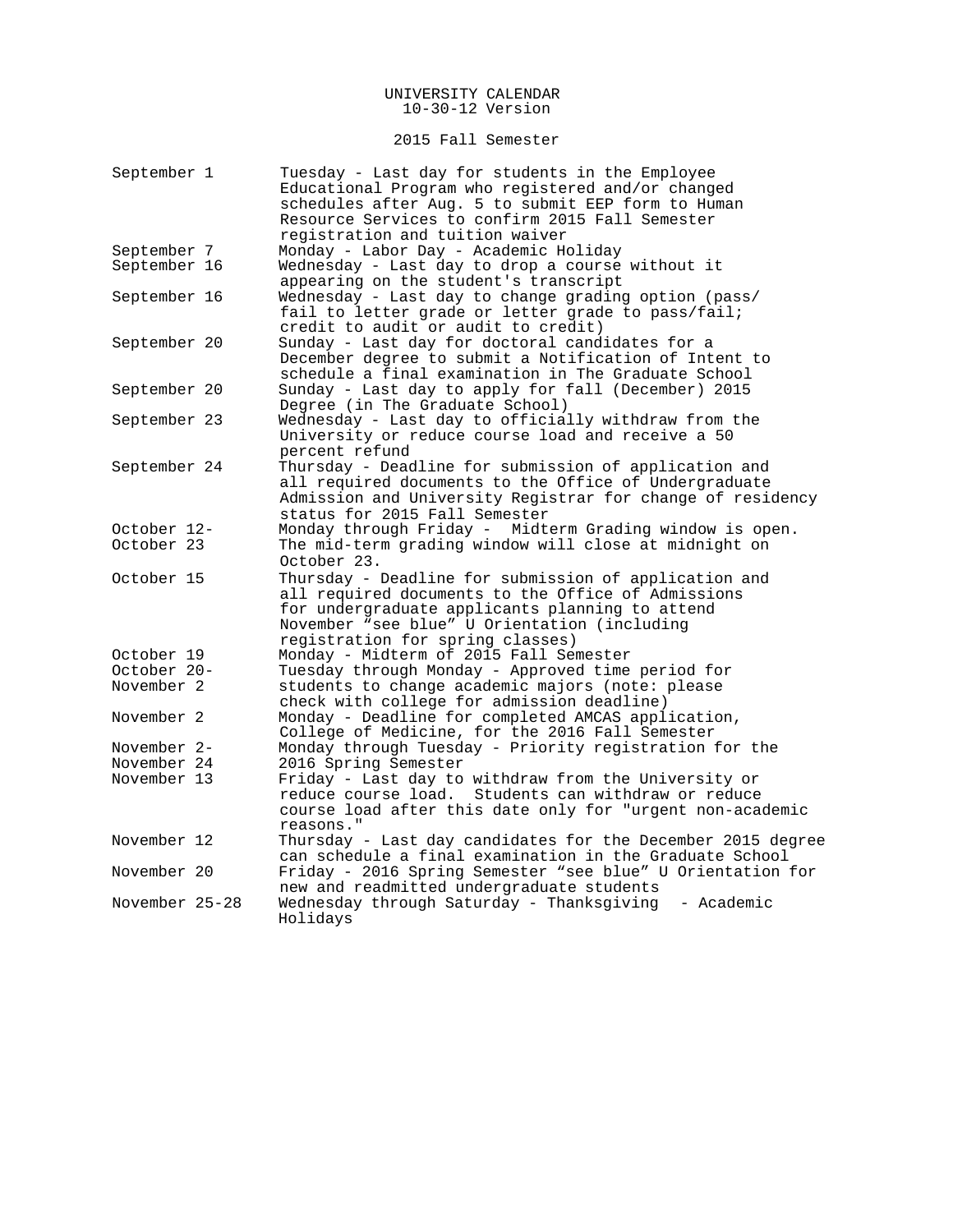UNIVERSITY CALENDAR
10-30-12 Version

2015 Fall Semester

| | |
|---|---|
| September 1 | Tuesday - Last day for students in the Employee Educational Program who registered and/or changed schedules after Aug. 5 to submit EEP form to Human Resource Services to confirm 2015 Fall Semester registration and tuition waiver |
| September 7 | Monday - Labor Day - Academic Holiday |
| September 16 | Wednesday - Last day to drop a course without it appearing on the student's transcript |
| September 16 | Wednesday - Last day to change grading option (pass/fail to letter grade or letter grade to pass/fail; credit to audit or audit to credit) |
| September 20 | Sunday - Last day for doctoral candidates for a December degree to submit a Notification of Intent to schedule a final examination in The Graduate School |
| September 20 | Sunday - Last day to apply for fall (December) 2015 Degree (in The Graduate School) |
| September 23 | Wednesday - Last day to officially withdraw from the University or reduce course load and receive a 50 percent refund |
| September 24 | Thursday - Deadline for submission of application and all required documents to the Office of Undergraduate Admission and University Registrar for change of residency status for 2015 Fall Semester |
| October 12- October 23 | Monday through Friday - Midterm Grading window is open. The mid-term grading window will close at midnight on October 23. |
| October 15 | Thursday - Deadline for submission of application and all required documents to the Office of Admissions for undergraduate applicants planning to attend November "see blue" U Orientation (including registration for spring classes) |
| October 19 | Monday - Midterm of 2015 Fall Semester |
| October 20- November 2 | Tuesday through Monday - Approved time period for students to change academic majors (note: please check with college for admission deadline) |
| November 2 | Monday - Deadline for completed AMCAS application, College of Medicine, for the 2016 Fall Semester |
| November 2- November 24 | Monday through Tuesday - Priority registration for the 2016 Spring Semester |
| November 13 | Friday - Last day to withdraw from the University or reduce course load. Students can withdraw or reduce course load after this date only for "urgent non-academic reasons." |
| November 12 | Thursday - Last day candidates for the December 2015 degree can schedule a final examination in the Graduate School |
| November 20 | Friday - 2016 Spring Semester "see blue" U Orientation for new and readmitted undergraduate students |
| November 25-28 | Wednesday through Saturday - Thanksgiving - Academic Holidays |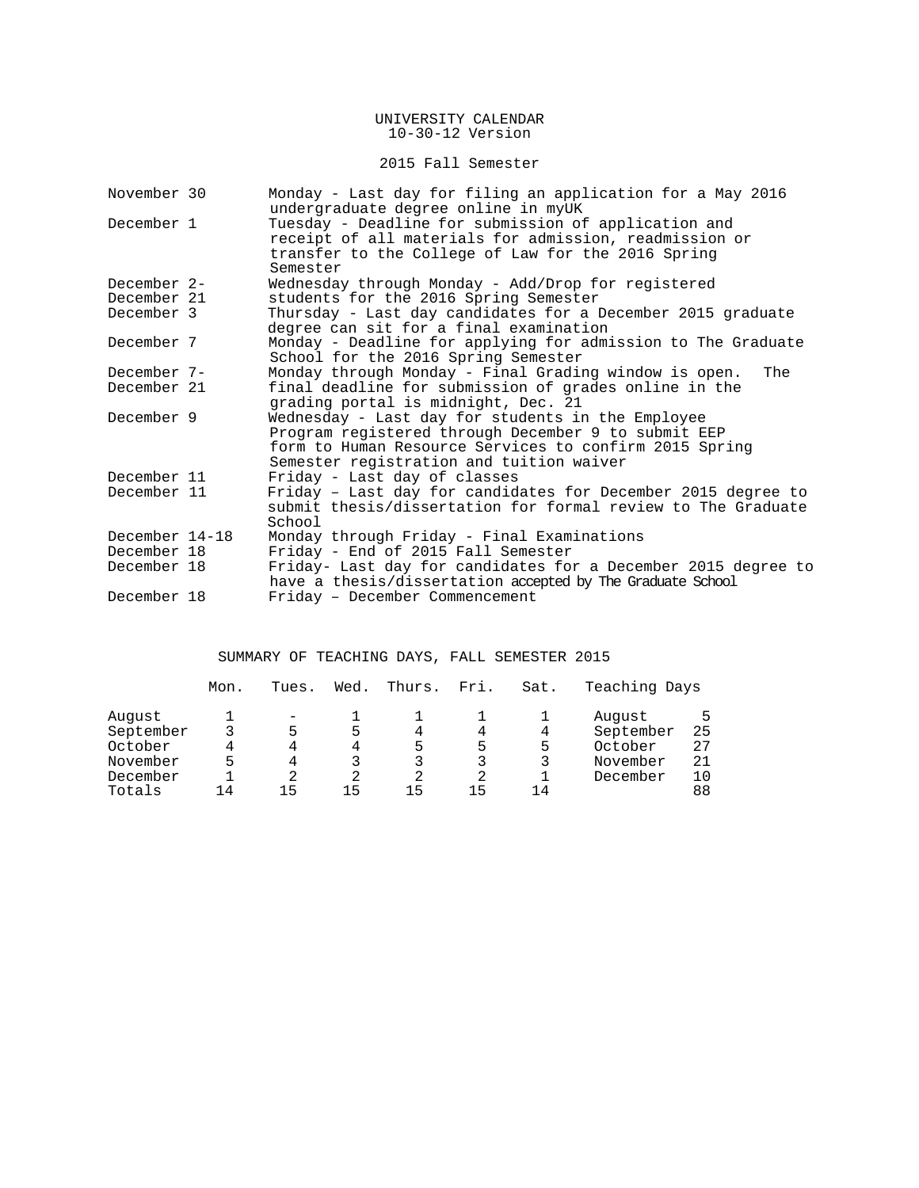UNIVERSITY CALENDAR
10-30-12 Version

## 2015 Fall Semester

| | |
|---|---|
| November 30 | Monday - Last day for filing an application for a May 2016 undergraduate degree online in myUK |
| December 1 | Tuesday - Deadline for submission of application and receipt of all materials for admission, readmission or transfer to the College of Law for the 2016 Spring Semester |
| December 2-December 21 | Wednesday through Monday - Add/Drop for registered students for the 2016 Spring Semester |
| December 3 | Thursday - Last day candidates for a December 2015 graduate degree can sit for a final examination |
| December 7 | Monday - Deadline for applying for admission to The Graduate School for the 2016 Spring Semester |
| December 7-December 21 | Monday through Monday - Final Grading window is open. The final deadline for submission of grades online in the grading portal is midnight, Dec. 21 |
| December 9 | Wednesday - Last day for students in the Employee Program registered through December 9 to submit EEP form to Human Resource Services to confirm 2015 Spring Semester registration and tuition waiver |
| December 11 | Friday - Last day of classes |
| December 11 | Friday – Last day for candidates for December 2015 degree to submit thesis/dissertation for formal review to The Graduate School |
| December 14-18 | Monday through Friday - Final Examinations |
| December 18 | Friday - End of 2015 Fall Semester |
| December 18 | Friday- Last day for candidates for a December 2015 degree to have a thesis/dissertation accepted by The Graduate School |
| December 18 | Friday – December Commencement |

## SUMMARY OF TEACHING DAYS, FALL SEMESTER 2015

| | Mon. | Tues. | Wed. | Thurs. | Fri. | Sat. | Teaching Days | |
|---|---|---|---|---|---|---|---|---|
| August | 1 | - | 1 | 1 | 1 | 1 | August | 5 |
| September | 3 | 5 | 5 | 4 | 4 | 4 | September | 25 |
| October | 4 | 4 | 4 | 5 | 5 | 5 | October | 27 |
| November | 5 | 4 | 3 | 3 | 3 | 3 | November | 21 |
| December | 1 | 2 | 2 | 2 | 2 | 1 | December | 10 |
| Totals | 14 | 15 | 15 | 15 | 15 | 14 | | 88 |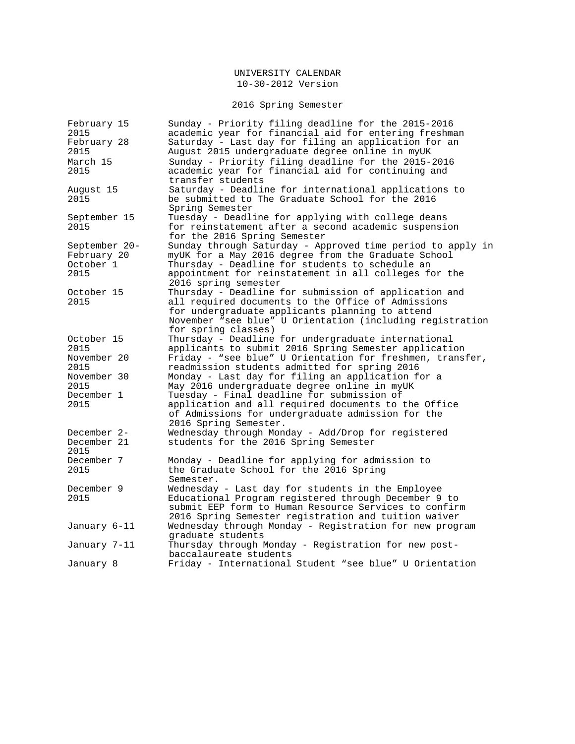# UNIVERSITY CALENDAR

10-30-2012 Version

## 2016 Spring Semester

| Date | Event |
|---|---|
| February 15 2015 | Sunday - Priority filing deadline for the 2015-2016 academic year for financial aid for entering freshman |
| February 28 2015 | Saturday - Last day for filing an application for an August 2015 undergraduate degree online in myUK |
| March 15 2015 | Sunday - Priority filing deadline for the 2015-2016 academic year for financial aid for continuing and transfer students |
| August 15 2015 | Saturday - Deadline for international applications to be submitted to The Graduate School for the 2016 Spring Semester |
| September 15 2015 | Tuesday - Deadline for applying with college deans for reinstatement after a second academic suspension for the 2016 Spring Semester |
| September 20-February 20 | Sunday through Saturday - Approved time period to apply in myUK for a May 2016 degree from the Graduate School |
| October 1 2015 | Thursday - Deadline for students to schedule an appointment for reinstatement in all colleges for the 2016 spring semester |
| October 15 2015 | Thursday - Deadline for submission of application and all required documents to the Office of Admissions for undergraduate applicants planning to attend November “see blue” U Orientation (including registration for spring classes) |
| October 15 2015 | Thursday - Deadline for undergraduate international applicants to submit 2016 Spring Semester application |
| November 20 2015 | Friday - “see blue” U Orientation for freshmen, transfer, readmission students admitted for spring 2016 |
| November 30 2015 | Monday - Last day for filing an application for a May 2016 undergraduate degree online in myUK |
| December 1 2015 | Tuesday - Final deadline for submission of application and all required documents to the Office of Admissions for undergraduate admission for the 2016 Spring Semester. |
| December 2-December 21 2015 | Wednesday through Monday - Add/Drop for registered students for the 2016 Spring Semester |
| December 7 2015 | Monday - Deadline for applying for admission to the Graduate School for the 2016 Spring Semester. |
| December 9 2015 | Wednesday - Last day for students in the Employee Educational Program registered through December 9 to submit EEP form to Human Resource Services to confirm 2016 Spring Semester registration and tuition waiver |
| January 6-11 | Wednesday through Monday - Registration for new program graduate students |
| January 7-11 | Thursday through Monday - Registration for new post-baccalaureate students |
| January 8 | Friday - International Student “see blue” U Orientation |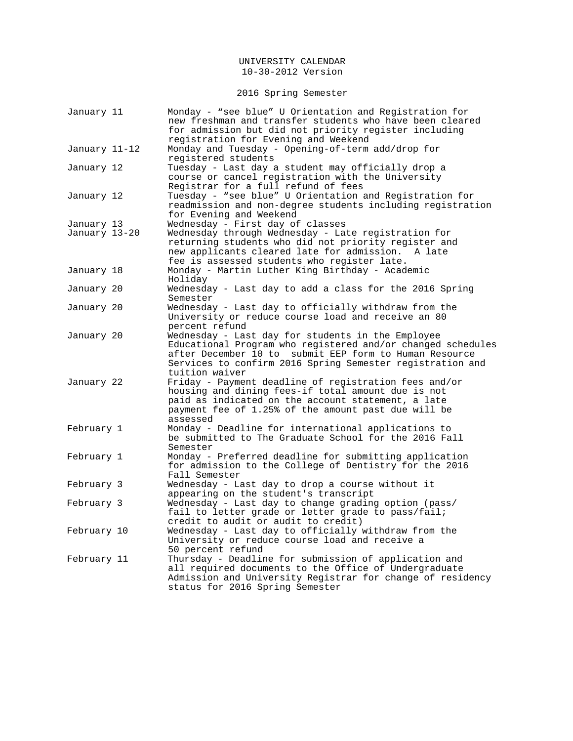# UNIVERSITY CALENDAR

10-30-2012 Version

## 2016 Spring Semester

| Date | Event |
| --- | --- |
| January 11 | Monday - “see blue” U Orientation and Registration for new freshman and transfer students who have been cleared for admission but did not priority register including registration for Evening and Weekend |
| January 11-12 | Monday and Tuesday - Opening-of-term add/drop for registered students |
| January 12 | Tuesday - Last day a student may officially drop a course or cancel registration with the University Registrar for a full refund of fees |
| January 12 | Tuesday - “see blue” U Orientation and Registration for readmission and non-degree students including registration for Evening and Weekend |
| January 13 | Wednesday - First day of classes |
| January 13-20 | Wednesday through Wednesday - Late registration for returning students who did not priority register and new applicants cleared late for admission. A late fee is assessed students who register late. |
| January 18 | Monday - Martin Luther King Birthday - Academic Holiday |
| January 20 | Wednesday - Last day to add a class for the 2016 Spring Semester |
| January 20 | Wednesday - Last day to officially withdraw from the University or reduce course load and receive an 80 percent refund |
| January 20 | Wednesday - Last day for students in the Employee Educational Program who registered and/or changed schedules after December 10 to submit EEP form to Human Resource Services to confirm 2016 Spring Semester registration and tuition waiver |
| January 22 | Friday - Payment deadline of registration fees and/or housing and dining fees-if total amount due is not paid as indicated on the account statement, a late payment fee of 1.25% of the amount past due will be assessed |
| February 1 | Monday - Deadline for international applications to be submitted to The Graduate School for the 2016 Fall Semester |
| February 1 | Monday - Preferred deadline for submitting application for admission to the College of Dentistry for the 2016 Fall Semester |
| February 3 | Wednesday - Last day to drop a course without it appearing on the student's transcript |
| February 3 | Wednesday - Last day to change grading option (pass/fail to letter grade or letter grade to pass/fail; credit to audit or audit to credit) |
| February 10 | Wednesday - Last day to officially withdraw from the University or reduce course load and receive a 50 percent refund |
| February 11 | Thursday - Deadline for submission of application and all required documents to the Office of Undergraduate Admission and University Registrar for change of residency status for 2016 Spring Semester |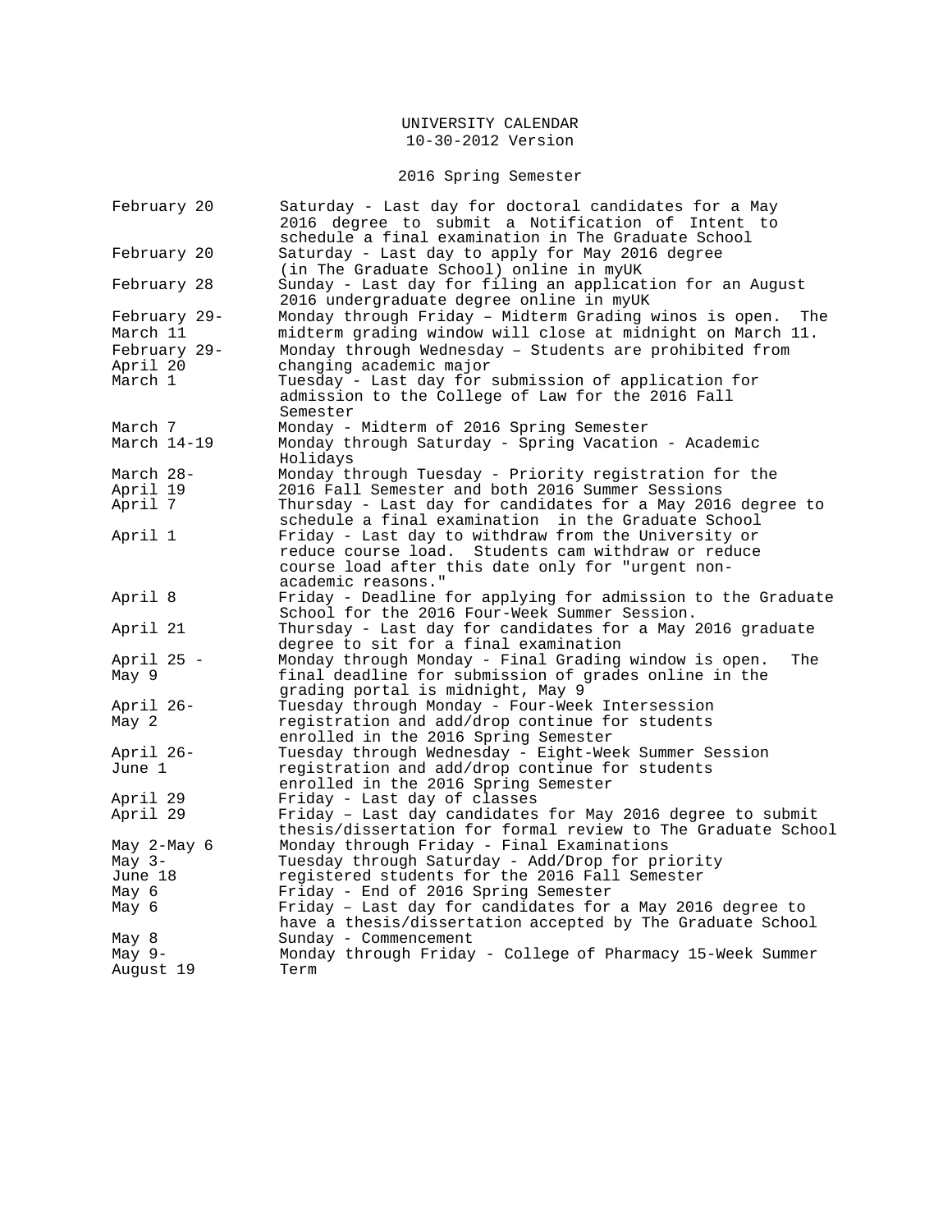UNIVERSITY CALENDAR
10-30-2012 Version

## 2016 Spring Semester

| Date | Event |
|---|---|
| February 20 | Saturday - Last day for doctoral candidates for a May 2016 degree to submit a Notification of Intent to schedule a final examination in The Graduate School |
| February 20 | Saturday - Last day to apply for May 2016 degree (in The Graduate School) online in myUK |
| February 28 | Sunday - Last day for filing an application for an August 2016 undergraduate degree online in myUK |
| February 29-March 11 | Monday through Friday – Midterm Grading winos is open. The midterm grading window will close at midnight on March 11. |
| February 29-April 20 | Monday through Wednesday – Students are prohibited from changing academic major |
| March 1 | Tuesday - Last day for submission of application for admission to the College of Law for the 2016 Fall Semester |
| March 7 | Monday - Midterm of 2016 Spring Semester |
| March 14-19 | Monday through Saturday - Spring Vacation - Academic Holidays |
| March 28-April 19 | Monday through Tuesday - Priority registration for the 2016 Fall Semester and both 2016 Summer Sessions |
| April 7 | Thursday - Last day for candidates for a May 2016 degree to schedule a final examination in the Graduate School |
| April 1 | Friday - Last day to withdraw from the University or reduce course load. Students cam withdraw or reduce course load after this date only for "urgent non-academic reasons." |
| April 8 | Friday - Deadline for applying for admission to the Graduate School for the 2016 Four-Week Summer Session. |
| April 21 | Thursday - Last day for candidates for a May 2016 graduate degree to sit for a final examination |
| April 25 - May 9 | Monday through Monday - Final Grading window is open. The final deadline for submission of grades online in the grading portal is midnight, May 9 |
| April 26-May 2 | Tuesday through Monday - Four-Week Intersession registration and add/drop continue for students enrolled in the 2016 Spring Semester |
| April 26-June 1 | Tuesday through Wednesday - Eight-Week Summer Session registration and add/drop continue for students enrolled in the 2016 Spring Semester |
| April 29 | Friday - Last day of classes |
| April 29 | Friday – Last day candidates for May 2016 degree to submit thesis/dissertation for formal review to The Graduate School |
| May 2-May 6 | Monday through Friday - Final Examinations |
| May 3-June 18 | Tuesday through Saturday - Add/Drop for priority registered students for the 2016 Fall Semester |
| May 6 | Friday - End of 2016 Spring Semester |
| May 6 | Friday – Last day for candidates for a May 2016 degree to have a thesis/dissertation accepted by The Graduate School |
| May 8 | Sunday - Commencement |
| May 9-August 19 | Monday through Friday - College of Pharmacy 15-Week Summer Term |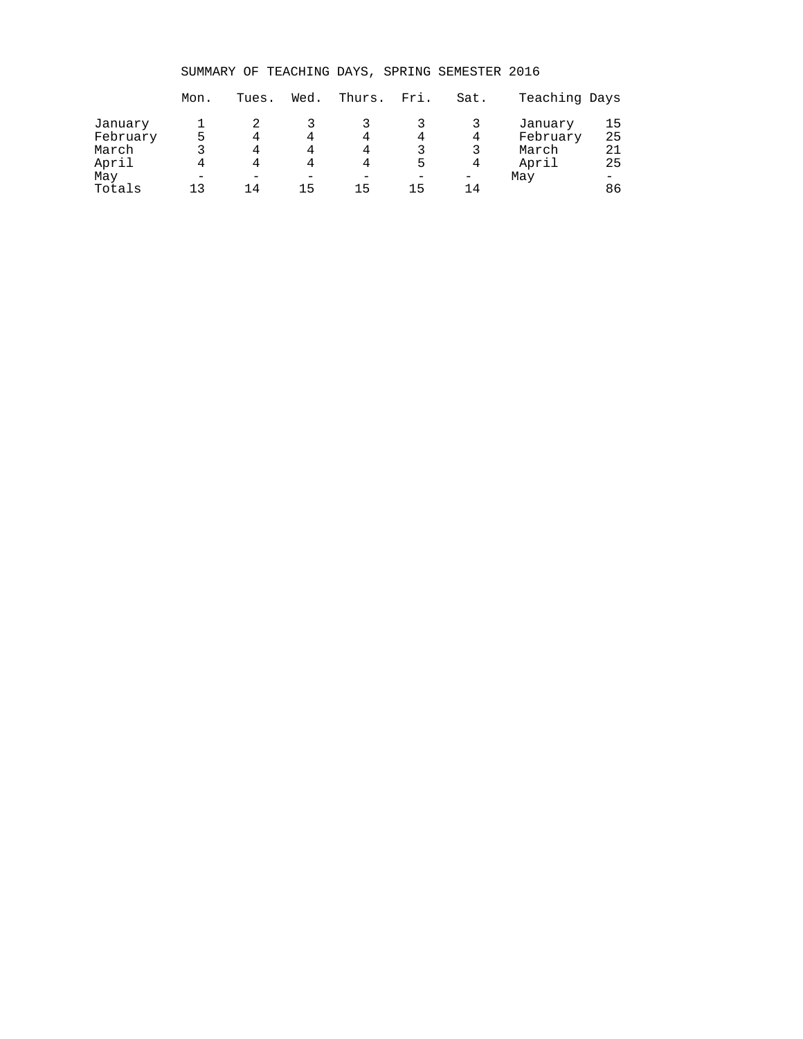# SUMMARY OF TEACHING DAYS, SPRING SEMESTER 2016

| | Mon. | Tues. | Wed. | Thurs. | Fri. | Sat. | Teaching Days | |
|---|---|---|---|---|---|---|---|---|
| January | 1 | 2 | 3 | 3 | 3 | 3 | January | 15 |
| February | 5 | 4 | 4 | 4 | 4 | 4 | February | 25 |
| March | 3 | 4 | 4 | 4 | 3 | 3 | March | 21 |
| April | 4 | 4 | 4 | 4 | 5 | 4 | April | 25 |
| May | - | - | - | - | - | - | May | - |
| Totals | 13 | 14 | 15 | 15 | 15 | 14 | | 86 |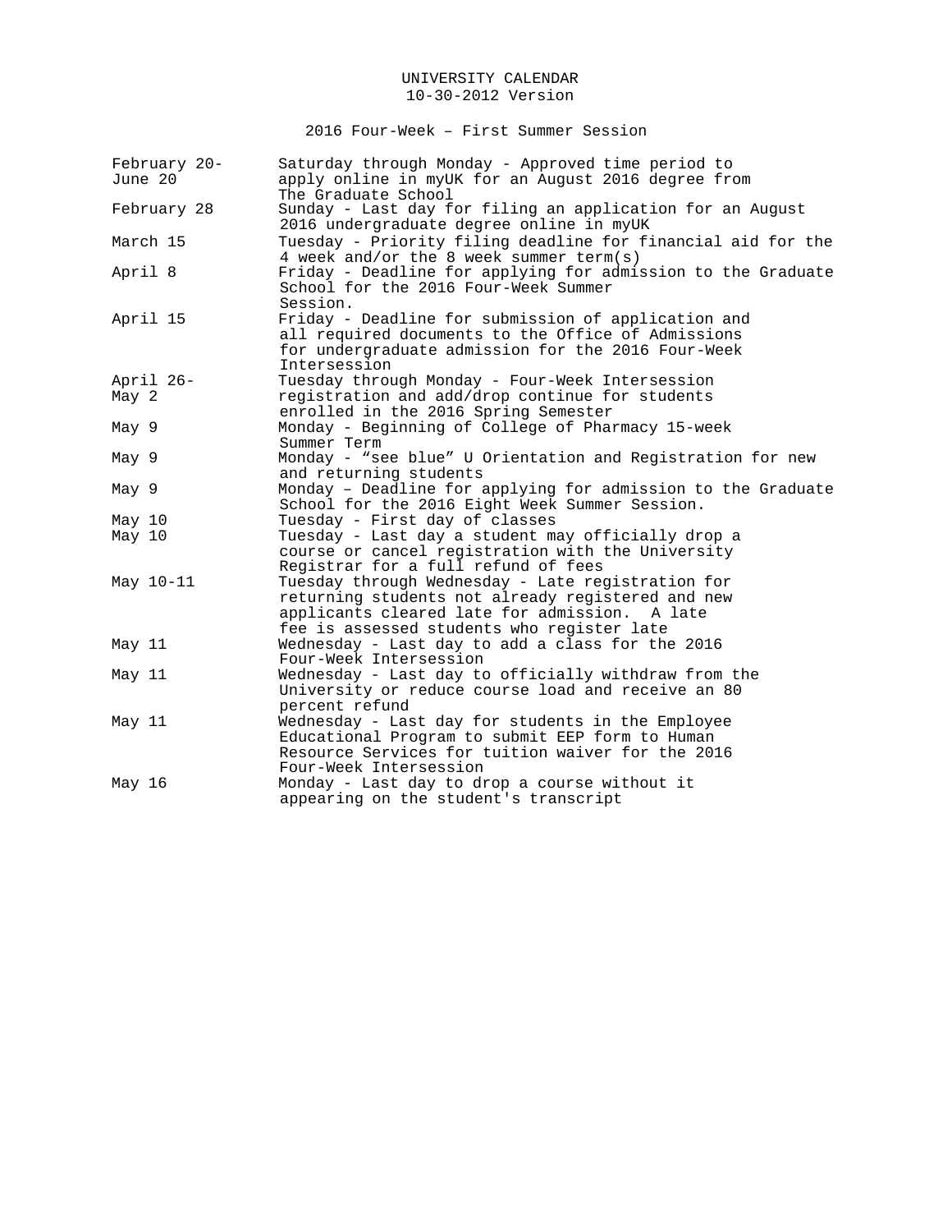UNIVERSITY CALENDAR
10-30-2012 Version

2016 Four-Week – First Summer Session

| | |
|---|---|
| February 20-June 20 | Saturday through Monday - Approved time period to apply online in myUK for an August 2016 degree from The Graduate School |
| February 28 | Sunday - Last day for filing an application for an August 2016 undergraduate degree online in myUK |
| March 15 | Tuesday - Priority filing deadline for financial aid for the 4 week and/or the 8 week summer term(s) |
| April 8 | Friday - Deadline for applying for admission to the Graduate School for the 2016 Four-Week Summer Session. |
| April 15 | Friday - Deadline for submission of application and all required documents to the Office of Admissions for undergraduate admission for the 2016 Four-Week Intersession |
| April 26-May 2 | Tuesday through Monday - Four-Week Intersession registration and add/drop continue for students enrolled in the 2016 Spring Semester |
| May 9 | Monday - Beginning of College of Pharmacy 15-week Summer Term |
| May 9 | Monday - "see blue" U Orientation and Registration for new and returning students |
| May 9 | Monday – Deadline for applying for admission to the Graduate School for the 2016 Eight Week Summer Session. |
| May 10 | Tuesday - First day of classes |
| May 10 | Tuesday - Last day a student may officially drop a course or cancel registration with the University Registrar for a full refund of fees |
| May 10-11 | Tuesday through Wednesday - Late registration for returning students not already registered and new applicants cleared late for admission. A late fee is assessed students who register late |
| May 11 | Wednesday - Last day to add a class for the 2016 Four-Week Intersession |
| May 11 | Wednesday - Last day to officially withdraw from the University or reduce course load and receive an 80 percent refund |
| May 11 | Wednesday - Last day for students in the Employee Educational Program to submit EEP form to Human Resource Services for tuition waiver for the 2016 Four-Week Intersession |
| May 16 | Monday - Last day to drop a course without it appearing on the student's transcript |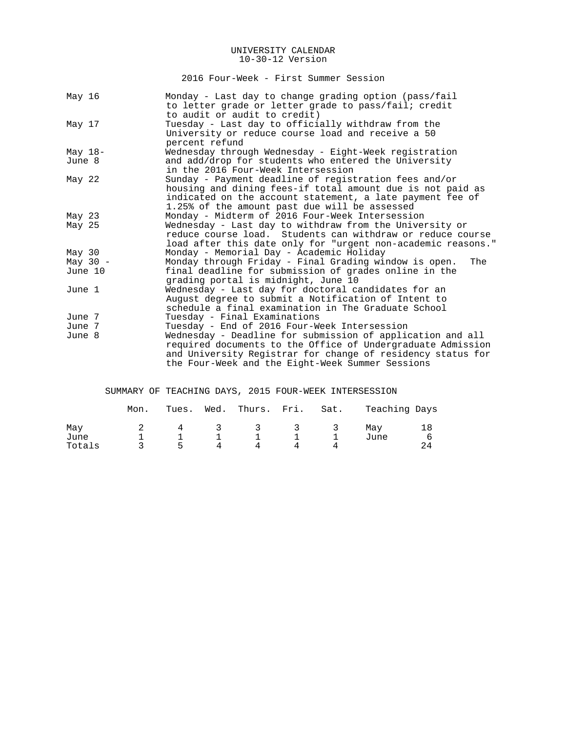UNIVERSITY CALENDAR
10-30-12 Version

## 2016 Four-Week - First Summer Session

| Date | Event |
| --- | --- |
| May 16 | Monday - Last day to change grading option (pass/fail to letter grade or letter grade to pass/fail; credit to audit or audit to credit) |
| May 17 | Tuesday - Last day to officially withdraw from the University or reduce course load and receive a 50 percent refund |
| May 18-June 8 | Wednesday through Wednesday - Eight-Week registration and add/drop for students who entered the University in the 2016 Four-Week Intersession |
| May 22 | Sunday - Payment deadline of registration fees and/or housing and dining fees-if total amount due is not paid as indicated on the account statement, a late payment fee of 1.25% of the amount past due will be assessed |
| May 23 | Monday - Midterm of 2016 Four-Week Intersession |
| May 25 | Wednesday - Last day to withdraw from the University or reduce course load. Students can withdraw or reduce course load after this date only for "urgent non-academic reasons." |
| May 30 | Monday - Memorial Day - Academic Holiday |
| May 30 - June 10 | Monday through Friday - Final Grading window is open. The final deadline for submission of grades online in the grading portal is midnight, June 10 |
| June 1 | Wednesday - Last day for doctoral candidates for an August degree to submit a Notification of Intent to schedule a final examination in The Graduate School |
| June 7 | Tuesday - Final Examinations |
| June 7 | Tuesday - End of 2016 Four-Week Intersession |
| June 8 | Wednesday - Deadline for submission of application and all required documents to the Office of Undergraduate Admission and University Registrar for change of residency status for the Four-Week and the Eight-Week Summer Sessions |

## SUMMARY OF TEACHING DAYS, 2015 FOUR-WEEK INTERSESSION

| | Mon. | Tues. | Wed. | Thurs. | Fri. | Sat. | Teaching Days | |
| --- | --- | --- | --- | --- | --- | --- | --- | --- |
| May | 2 | 4 | 3 | 3 | 3 | 3 | May | 18 |
| June | 1 | 1 | 1 | 1 | 1 | 1 | June | 6 |
| Totals | 3 | 5 | 4 | 4 | 4 | 4 | | 24 |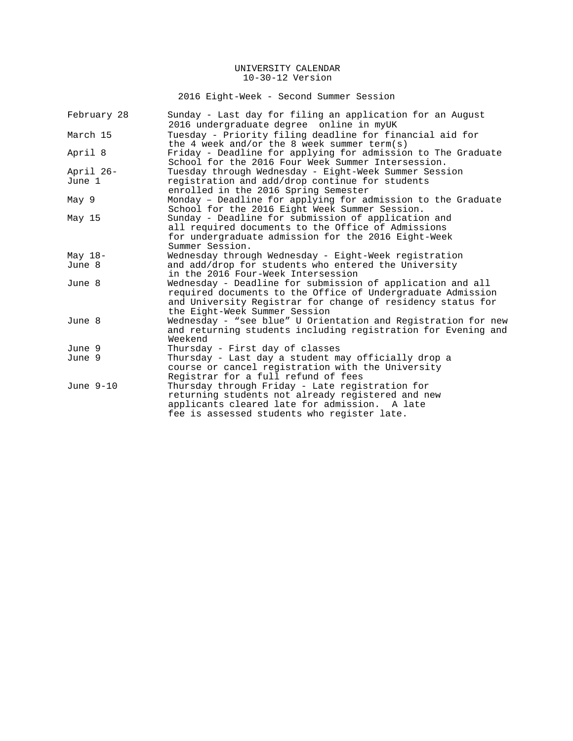UNIVERSITY CALENDAR
10-30-12 Version

2016 Eight-Week - Second Summer Session

| | |
|---|---|
| February 28 | Sunday - Last day for filing an application for an August 2016 undergraduate degree online in myUK |
| March 15 | Tuesday - Priority filing deadline for financial aid for the 4 week and/or the 8 week summer term(s) |
| April 8 | Friday - Deadline for applying for admission to The Graduate School for the 2016 Four Week Summer Intersession. |
| April 26-June 1 | Tuesday through Wednesday - Eight-Week Summer Session registration and add/drop continue for students enrolled in the 2016 Spring Semester |
| May 9 | Monday – Deadline for applying for admission to the Graduate School for the 2016 Eight Week Summer Session. |
| May 15 | Sunday - Deadline for submission of application and all required documents to the Office of Admissions for undergraduate admission for the 2016 Eight-Week Summer Session. |
| May 18-June 8 | Wednesday through Wednesday - Eight-Week registration and add/drop for students who entered the University in the 2016 Four-Week Intersession |
| June 8 | Wednesday - Deadline for submission of application and all required documents to the Office of Undergraduate Admission and University Registrar for change of residency status for the Eight-Week Summer Session |
| June 8 | Wednesday - “see blue” U Orientation and Registration for new and returning students including registration for Evening and Weekend |
| June 9 | Thursday - First day of classes |
| June 9 | Thursday - Last day a student may officially drop a course or cancel registration with the University Registrar for a full refund of fees |
| June 9-10 | Thursday through Friday - Late registration for returning students not already registered and new applicants cleared late for admission. A late fee is assessed students who register late. |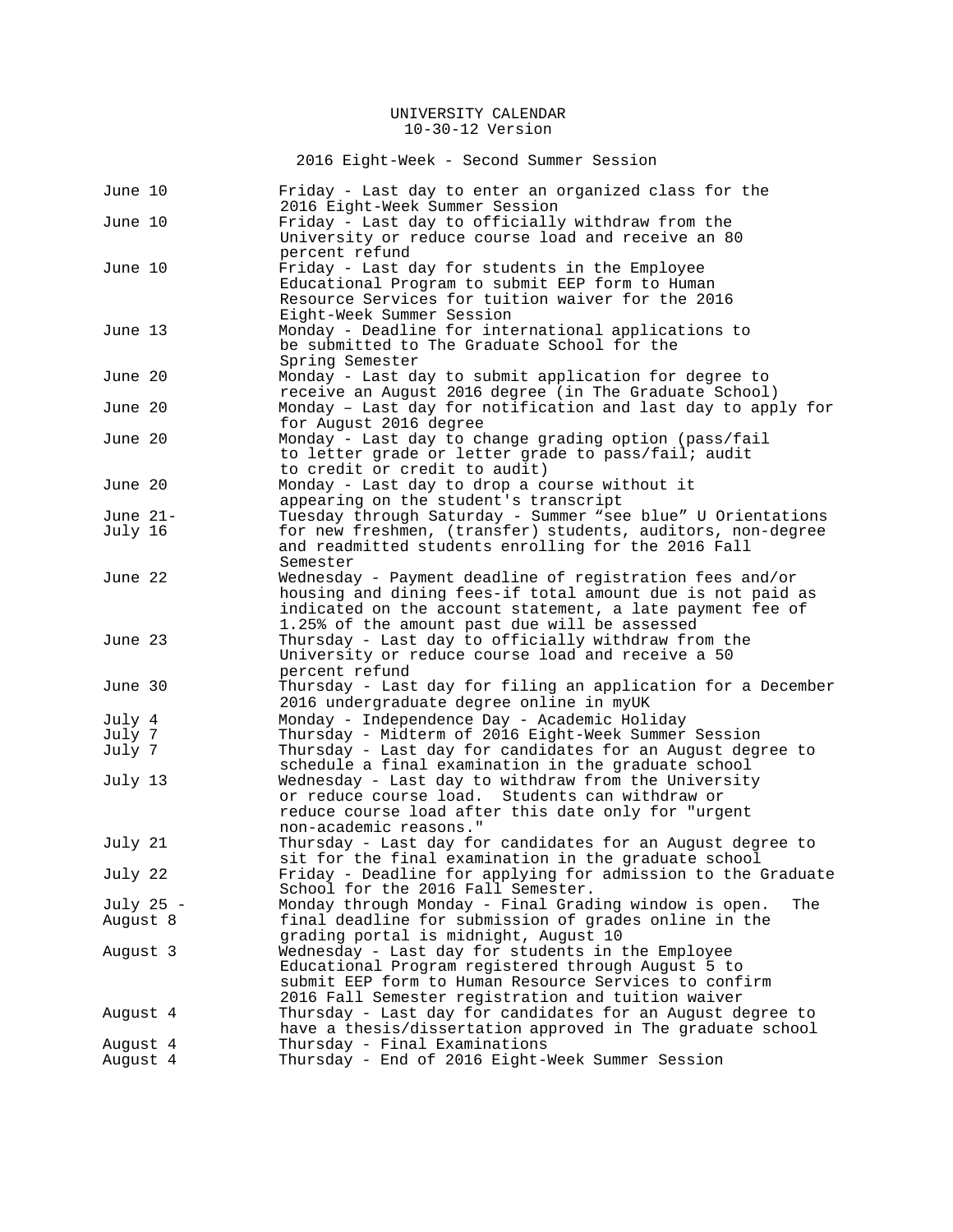UNIVERSITY CALENDAR
10-30-12 Version

## 2016 Eight-Week - Second Summer Session

| Date | Event |
|---|---|
| June 10 | Friday - Last day to enter an organized class for the 2016 Eight-Week Summer Session |
| June 10 | Friday - Last day to officially withdraw from the University or reduce course load and receive an 80 percent refund |
| June 10 | Friday - Last day for students in the Employee Educational Program to submit EEP form to Human Resource Services for tuition waiver for the 2016 Eight-Week Summer Session |
| June 13 | Monday - Deadline for international applications to be submitted to The Graduate School for the Spring Semester |
| June 20 | Monday - Last day to submit application for degree to receive an August 2016 degree (in The Graduate School) |
| June 20 | Monday – Last day for notification and last day to apply for for August 2016 degree |
| June 20 | Monday - Last day to change grading option (pass/fail to letter grade or letter grade to pass/fail; audit to credit or credit to audit) |
| June 20 | Monday - Last day to drop a course without it appearing on the student's transcript |
| June 21- July 16 | Tuesday through Saturday - Summer "see blue" U Orientations for new freshmen, (transfer) students, auditors, non-degree and readmitted students enrolling for the 2016 Fall Semester |
| June 22 | Wednesday - Payment deadline of registration fees and/or housing and dining fees-if total amount due is not paid as indicated on the account statement, a late payment fee of 1.25% of the amount past due will be assessed |
| June 23 | Thursday - Last day to officially withdraw from the University or reduce course load and receive a 50 percent refund |
| June 30 | Thursday - Last day for filing an application for a December 2016 undergraduate degree online in myUK |
| July 4 | Monday - Independence Day - Academic Holiday |
| July 7 | Thursday - Midterm of 2016 Eight-Week Summer Session |
| July 7 | Thursday - Last day for candidates for an August degree to schedule a final examination in the graduate school |
| July 13 | Wednesday - Last day to withdraw from the University or reduce course load. Students can withdraw or reduce course load after this date only for "urgent non-academic reasons." |
| July 21 | Thursday - Last day for candidates for an August degree to sit for the final examination in the graduate school |
| July 22 | Friday - Deadline for applying for admission to the Graduate School for the 2016 Fall Semester. |
| July 25 - August 8 | Monday through Monday - Final Grading window is open. The final deadline for submission of grades online in the grading portal is midnight, August 10 |
| August 3 | Wednesday - Last day for students in the Employee Educational Program registered through August 5 to submit EEP form to Human Resource Services to confirm 2016 Fall Semester registration and tuition waiver |
| August 4 | Thursday - Last day for candidates for an August degree to have a thesis/dissertation approved in The graduate school |
| August 4 | Thursday - Final Examinations |
| August 4 | Thursday - End of 2016 Eight-Week Summer Session |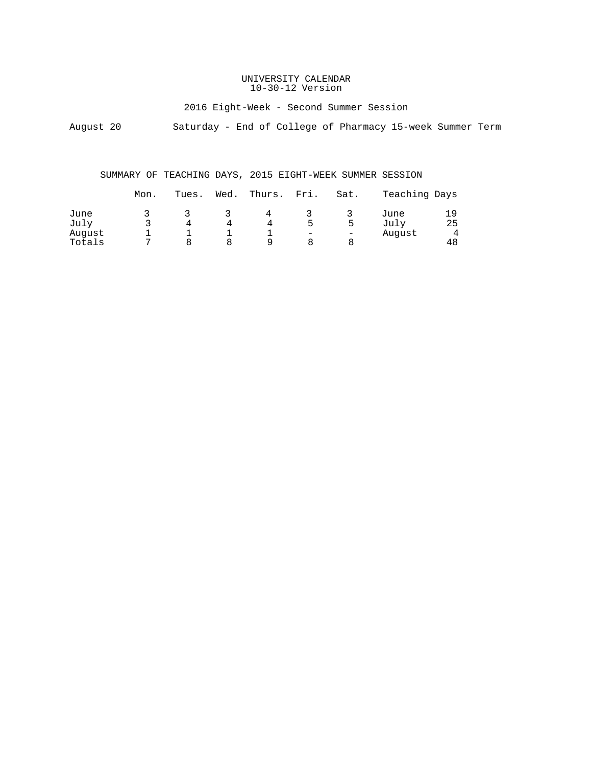UNIVERSITY CALENDAR
10-30-12 Version

2016 Eight-Week - Second Summer Session

August 20 Saturday - End of College of Pharmacy 15-week Summer Term

SUMMARY OF TEACHING DAYS, 2015 EIGHT-WEEK SUMMER SESSION

| | Mon. | Tues. | Wed. | Thurs. | Fri. | Sat. | Teaching Days | |
|---|---|---|---|---|---|---|---|---|
| June | 3 | 3 | 3 | 4 | 3 | 3 | June | 19 |
| July | 3 | 4 | 4 | 4 | 5 | 5 | July | 25 |
| August | 1 | 1 | 1 | 1 | - | - | August | 4 |
| Totals | 7 | 8 | 8 | 9 | 8 | 8 | | 48 |